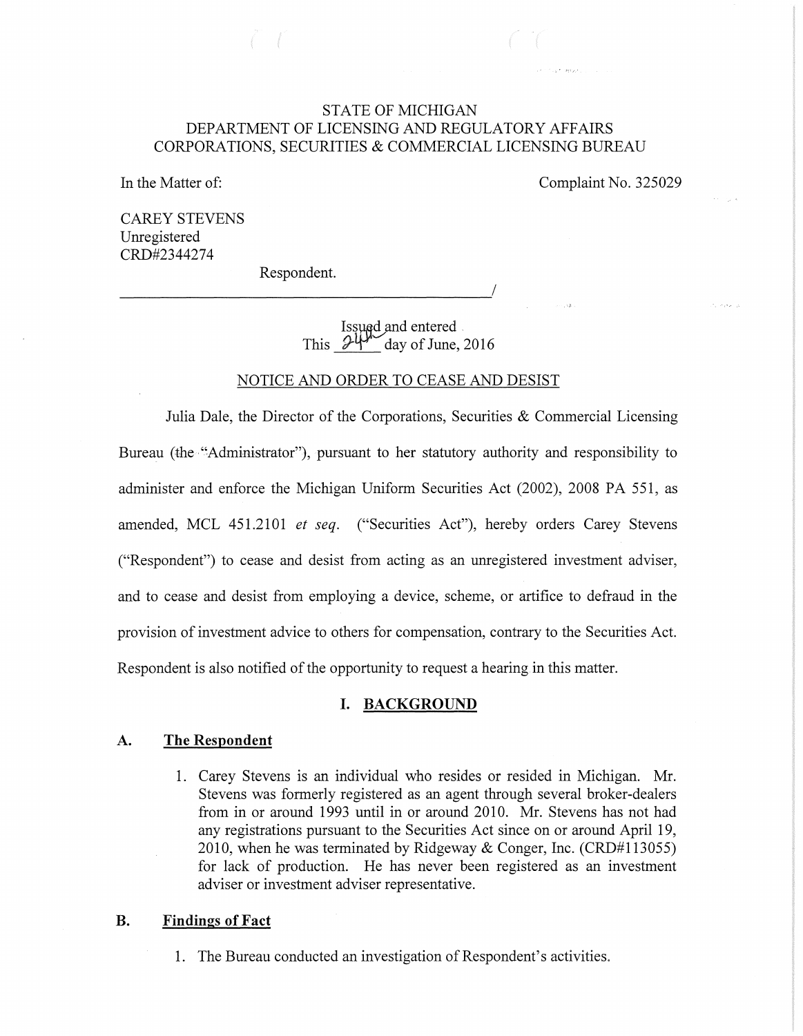STATE OF MICHIGAN
DEPARTMENT OF LICENSING AND REGULATORY AFFAIRS
CORPORATIONS, SECURITIES & COMMERCIAL LICENSING BUREAU

In the Matter of:

Complaint No. 325029

CAREY STEVENS
Unregistered
CRD#2344274

Respondent.

______________________________________________/

Issued and entered
This 24th day of June, 2016

NOTICE AND ORDER TO CEASE AND DESIST

Julia Dale, the Director of the Corporations, Securities & Commercial Licensing Bureau (the "Administrator"), pursuant to her statutory authority and responsibility to administer and enforce the Michigan Uniform Securities Act (2002), 2008 PA 551, as amended, MCL 451.2101 *et seq.* ("Securities Act"), hereby orders Carey Stevens ("Respondent") to cease and desist from acting as an unregistered investment adviser, and to cease and desist from employing a device, scheme, or artifice to defraud in the provision of investment advice to others for compensation, contrary to the Securities Act. Respondent is also notified of the opportunity to request a hearing in this matter.

## I. BACKGROUND

### A. The Respondent

1. Carey Stevens is an individual who resides or resided in Michigan. Mr. Stevens was formerly registered as an agent through several broker-dealers from in or around 1993 until in or around 2010. Mr. Stevens has not had any registrations pursuant to the Securities Act since on or around April 19, 2010, when he was terminated by Ridgeway & Conger, Inc. (CRD#113055) for lack of production. He has never been registered as an investment adviser or investment adviser representative.

### B. Findings of Fact

1. The Bureau conducted an investigation of Respondent's activities.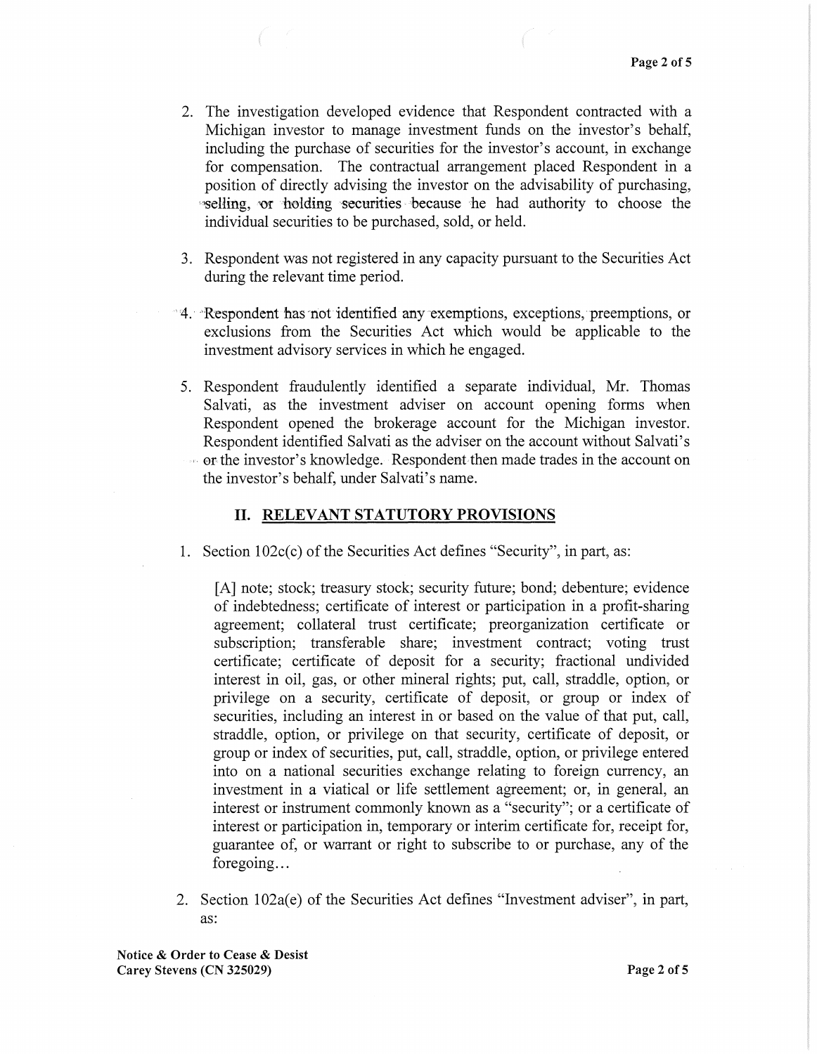2. The investigation developed evidence that Respondent contracted with a Michigan investor to manage investment funds on the investor's behalf, including the purchase of securities for the investor's account, in exchange for compensation. The contractual arrangement placed Respondent in a position of directly advising the investor on the advisability of purchasing, selling, or holding securities because he had authority to choose the individual securities to be purchased, sold, or held.

3. Respondent was not registered in any capacity pursuant to the Securities Act during the relevant time period.

4. Respondent has not identified any exemptions, exceptions, preemptions, or exclusions from the Securities Act which would be applicable to the investment advisory services in which he engaged.

5. Respondent fraudulently identified a separate individual, Mr. Thomas Salvati, as the investment adviser on account opening forms when Respondent opened the brokerage account for the Michigan investor. Respondent identified Salvati as the adviser on the account without Salvati's or the investor's knowledge. Respondent then made trades in the account on the investor's behalf, under Salvati's name.

## II. RELEVANT STATUTORY PROVISIONS

1. Section 102c(c) of the Securities Act defines "Security", in part, as:

   [A] note; stock; treasury stock; security future; bond; debenture; evidence of indebtedness; certificate of interest or participation in a profit-sharing agreement; collateral trust certificate; preorganization certificate or subscription; transferable share; investment contract; voting trust certificate; certificate of deposit for a security; fractional undivided interest in oil, gas, or other mineral rights; put, call, straddle, option, or privilege on a security, certificate of deposit, or group or index of securities, including an interest in or based on the value of that put, call, straddle, option, or privilege on that security, certificate of deposit, or group or index of securities, put, call, straddle, option, or privilege entered into on a national securities exchange relating to foreign currency, an investment in a viatical or life settlement agreement; or, in general, an interest or instrument commonly known as a "security"; or a certificate of interest or participation in, temporary or interim certificate for, receipt for, guarantee of, or warrant or right to subscribe to or purchase, any of the foregoing…

2. Section 102a(e) of the Securities Act defines "Investment adviser", in part, as: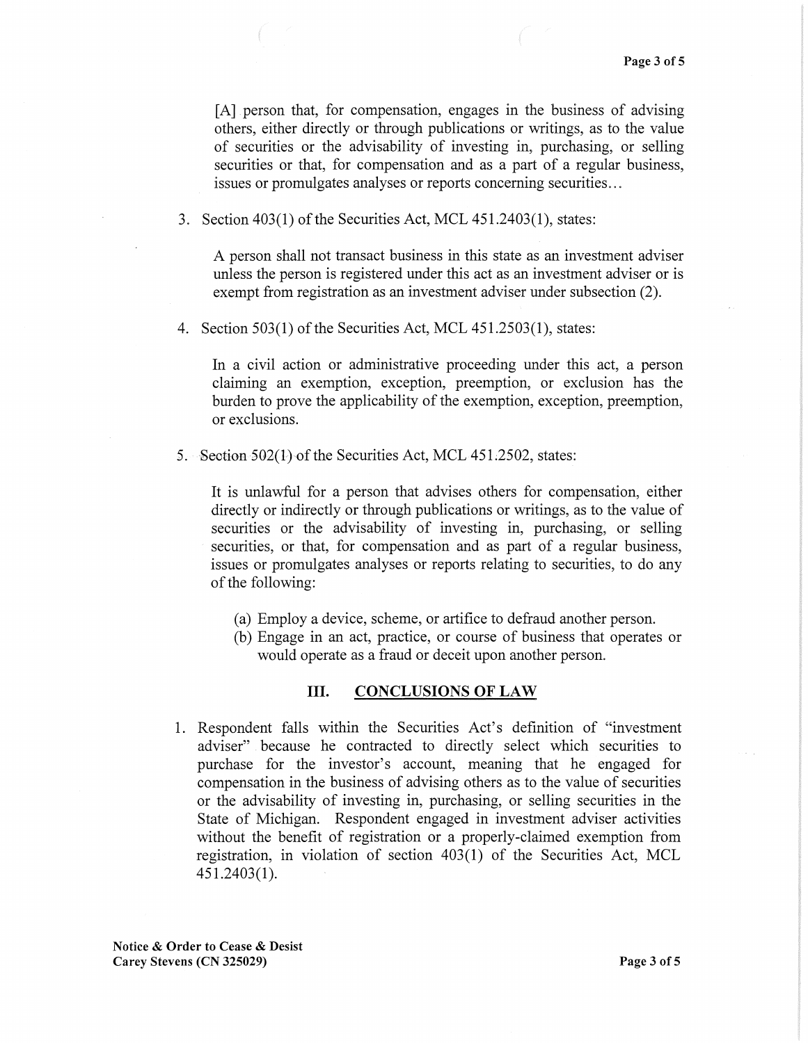> [A] person that, for compensation, engages in the business of advising others, either directly or through publications or writings, as to the value of securities or the advisability of investing in, purchasing, or selling securities or that, for compensation and as a part of a regular business, issues or promulgates analyses or reports concerning securities…

3. Section 403(1) of the Securities Act, MCL 451.2403(1), states:

   > A person shall not transact business in this state as an investment adviser unless the person is registered under this act as an investment adviser or is exempt from registration as an investment adviser under subsection (2).

4. Section 503(1) of the Securities Act, MCL 451.2503(1), states:

   > In a civil action or administrative proceeding under this act, a person claiming an exemption, exception, preemption, or exclusion has the burden to prove the applicability of the exemption, exception, preemption, or exclusions.

5. Section 502(1) of the Securities Act, MCL 451.2502, states:

   > It is unlawful for a person that advises others for compensation, either directly or indirectly or through publications or writings, as to the value of securities or the advisability of investing in, purchasing, or selling securities, or that, for compensation and as part of a regular business, issues or promulgates analyses or reports relating to securities, to do any of the following:
   >
   > (a) Employ a device, scheme, or artifice to defraud another person.
   > (b) Engage in an act, practice, or course of business that operates or would operate as a fraud or deceit upon another person.

## III. CONCLUSIONS OF LAW

1. Respondent falls within the Securities Act's definition of "investment adviser" because he contracted to directly select which securities to purchase for the investor's account, meaning that he engaged for compensation in the business of advising others as to the value of securities or the advisability of investing in, purchasing, or selling securities in the State of Michigan. Respondent engaged in investment adviser activities without the benefit of registration or a properly-claimed exemption from registration, in violation of section 403(1) of the Securities Act, MCL 451.2403(1).

**Notice & Order to Cease & Desist**
**Carey Stevens (CN 325029)**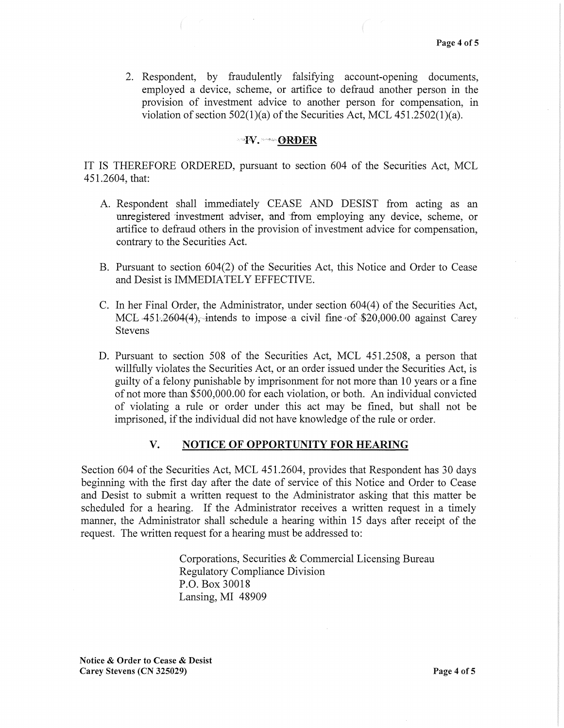2. Respondent, by fraudulently falsifying account-opening documents, employed a device, scheme, or artifice to defraud another person in the provision of investment advice to another person for compensation, in violation of section 502(1)(a) of the Securities Act, MCL 451.2502(1)(a).

## IV. ORDER

IT IS THEREFORE ORDERED, pursuant to section 604 of the Securities Act, MCL 451.2604, that:

A. Respondent shall immediately CEASE AND DESIST from acting as an unregistered investment adviser, and from employing any device, scheme, or artifice to defraud others in the provision of investment advice for compensation, contrary to the Securities Act.

B. Pursuant to section 604(2) of the Securities Act, this Notice and Order to Cease and Desist is IMMEDIATELY EFFECTIVE.

C. In her Final Order, the Administrator, under section 604(4) of the Securities Act, MCL 451.2604(4), intends to impose a civil fine of $20,000.00 against Carey Stevens

D. Pursuant to section 508 of the Securities Act, MCL 451.2508, a person that willfully violates the Securities Act, or an order issued under the Securities Act, is guilty of a felony punishable by imprisonment for not more than 10 years or a fine of not more than $500,000.00 for each violation, or both. An individual convicted of violating a rule or order under this act may be fined, but shall not be imprisoned, if the individual did not have knowledge of the rule or order.

## V. NOTICE OF OPPORTUNITY FOR HEARING

Section 604 of the Securities Act, MCL 451.2604, provides that Respondent has 30 days beginning with the first day after the date of service of this Notice and Order to Cease and Desist to submit a written request to the Administrator asking that this matter be scheduled for a hearing. If the Administrator receives a written request in a timely manner, the Administrator shall schedule a hearing within 15 days after receipt of the request. The written request for a hearing must be addressed to:

Corporations, Securities & Commercial Licensing Bureau
Regulatory Compliance Division
P.O. Box 30018
Lansing, MI 48909

**Notice & Order to Cease & Desist**
**Carey Stevens (CN 325029)**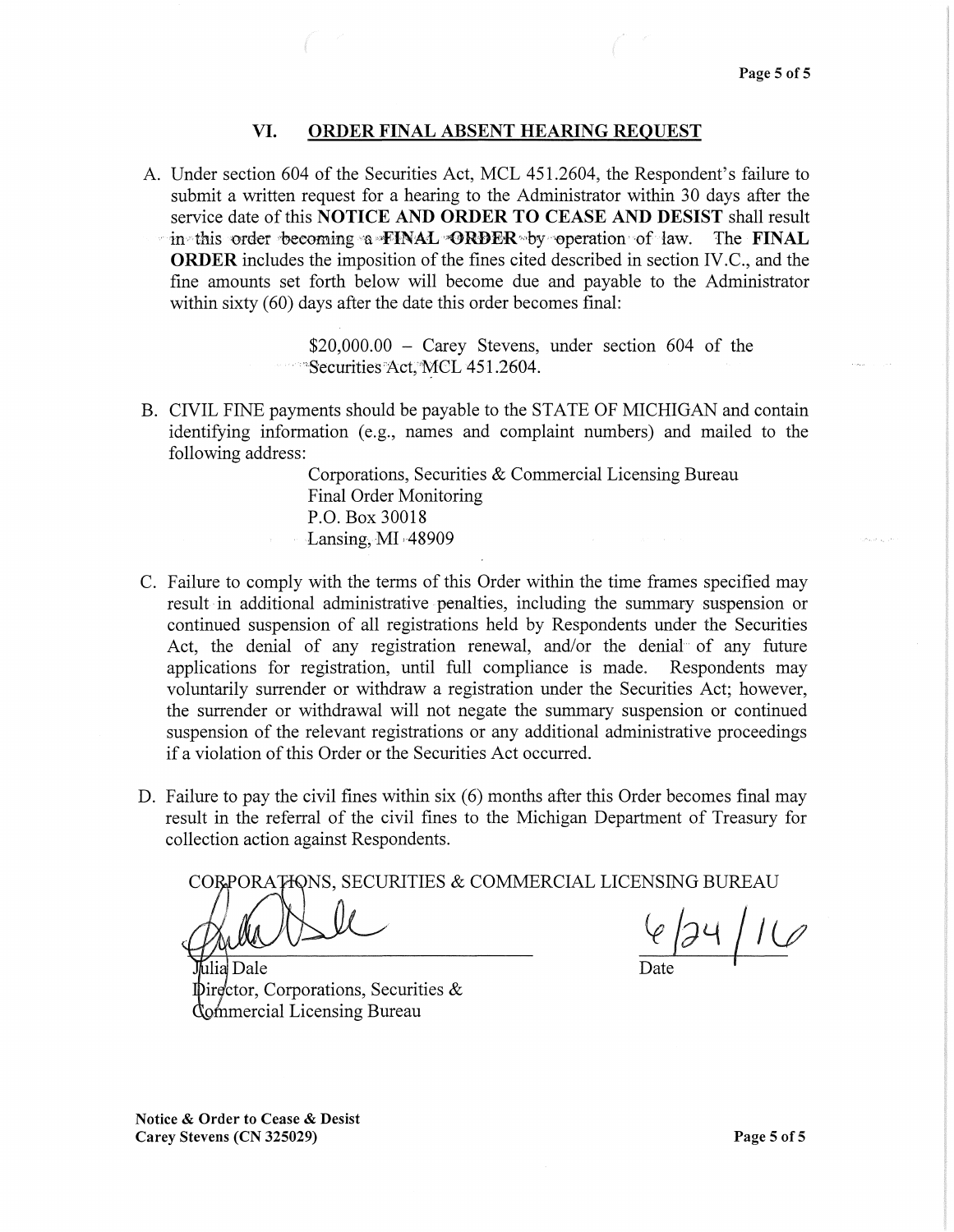## VI. ORDER FINAL ABSENT HEARING REQUEST

A. Under section 604 of the Securities Act, MCL 451.2604, the Respondent's failure to submit a written request for a hearing to the Administrator within 30 days after the service date of this **NOTICE AND ORDER TO CEASE AND DESIST** shall result in this order becoming a **FINAL ORDER** by operation of law. The **FINAL ORDER** includes the imposition of the fines cited described in section IV.C., and the fine amounts set forth below will become due and payable to the Administrator within sixty (60) days after the date this order becomes final:

   $20,000.00 – Carey Stevens, under section 604 of the Securities Act, MCL 451.2604.

B. CIVIL FINE payments should be payable to the STATE OF MICHIGAN and contain identifying information (e.g., names and complaint numbers) and mailed to the following address:

   Corporations, Securities & Commercial Licensing Bureau
   Final Order Monitoring
   P.O. Box 30018
   Lansing, MI 48909

C. Failure to comply with the terms of this Order within the time frames specified may result in additional administrative penalties, including the summary suspension or continued suspension of all registrations held by Respondents under the Securities Act, the denial of any registration renewal, and/or the denial of any future applications for registration, until full compliance is made. Respondents may voluntarily surrender or withdraw a registration under the Securities Act; however, the surrender or withdrawal will not negate the summary suspension or continued suspension of the relevant registrations or any additional administrative proceedings if a violation of this Order or the Securities Act occurred.

D. Failure to pay the civil fines within six (6) months after this Order becomes final may result in the referral of the civil fines to the Michigan Department of Treasury for collection action against Respondents.

CORPORATIONS, SECURITIES & COMMERCIAL LICENSING BUREAU

Julia Dale
Director, Corporations, Securities & Commercial Licensing Bureau

6/24/16
Date

Notice & Order to Cease & Desist
Carey Stevens (CN 325029)